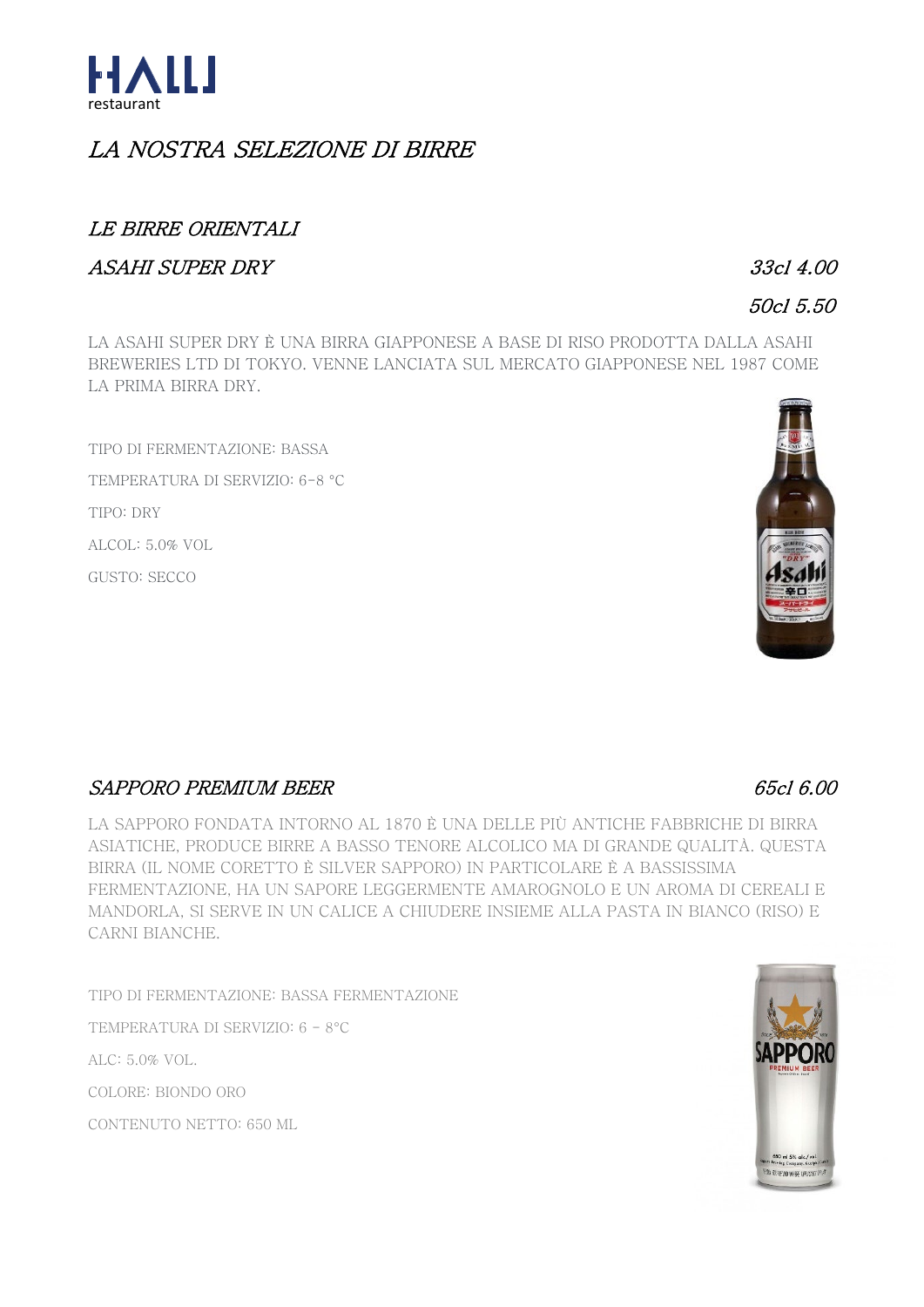HALLI restaurant

# *LA NOSTRA SELEZIONE DI BIRRE*

## *LE BIRRE ORIENTALI*

### *ASAHI SUPER DRY*

*33cl 4.00*

*50cl 5.50*

LA ASAHI SUPER DRY È UNA BIRRA GIAPPONESE A BASE DI RISO PRODOTTA DALLA ASAHI BREWERIES LTD DI TOKYO. VENNE LANCIATA SUL MERCATO GIAPPONESE NEL 1987 COME LA PRIMA BIRRA DRY.

TIPO DI FERMENTAZIONE: BASSA

TEMPERATURA DI SERVIZIO: 6-8 °C

TIPO: DRY

ALCOL: 5.0% VOL

GUSTO: SECCO

### *SAPPORO PREMIUM BEER*

*65cl 6.00*

LA SAPPORO FONDATA INTORNO AL 1870 È UNA DELLE PIÙ ANTICHE FABBRICHE DI BIRRA ASIATICHE, PRODUCE BIRRE A BASSO TENORE ALCOLICO MA DI GRANDE QUALITÀ. QUESTA BIRRA (IL NOME CORETTO È SILVER SAPPORO) IN PARTICOLARE È A BASSISSIMA FERMENTAZIONE, HA UN SAPORE LEGGERMENTE AMAROGNOLO E UN AROMA DI CEREALI E MANDORLA, SI SERVE IN UN CALICE A CHIUDERE INSIEME ALLA PASTA IN BIANCO (RISO) E CARNI BIANCHE.

TIPO DI FERMENTAZIONE: BASSA FERMENTAZIONE

TEMPERATURA DI SERVIZIO: 6 - 8°C

ALC: 5.0% VOL.

COLORE: BIONDO ORO

CONTENUTO NETTO: 650 ML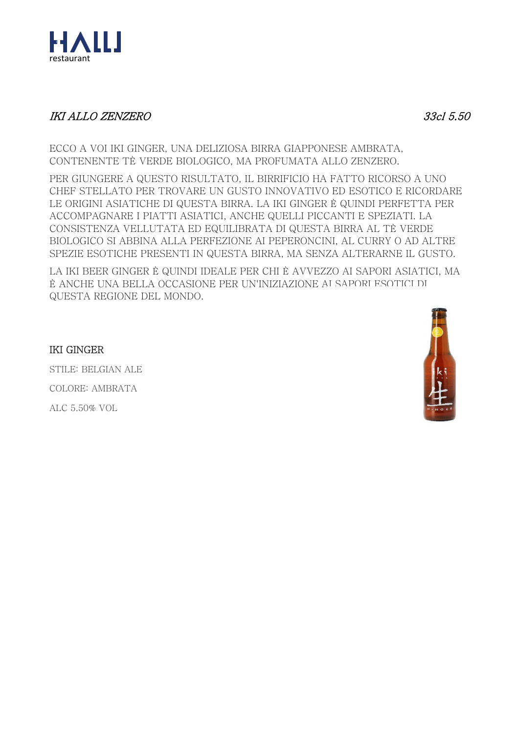## *IKI ALLO ZENZERO* — *33cl 5.50*

ECCO A VOI IKI GINGER, UNA DELIZIOSA BIRRA GIAPPONESE AMBRATA, CONTENENTE TÈ VERDE BIOLOGICO, MA PROFUMATA ALLO ZENZERO.

PER GIUNGERE A QUESTO RISULTATO, IL BIRRIFICIO HA FATTO RICORSO A UNO CHEF STELLATO PER TROVARE UN GUSTO INNOVATIVO ED ESOTICO E RICORDARE LE ORIGINI ASIATICHE DI QUESTA BIRRA. LA IKI GINGER È QUINDI PERFETTA PER ACCOMPAGNARE I PIATTI ASIATICI, ANCHE QUELLI PICCANTI E SPEZIATI. LA CONSISTENZA VELLUTATA ED EQUILIBRATA DI QUESTA BIRRA AL TÈ VERDE BIOLOGICO SI ABBINA ALLA PERFEZIONE AI PEPERONCINI, AL CURRY O AD ALTRE SPEZIE ESOTICHE PRESENTI IN QUESTA BIRRA, MA SENZA ALTERARNE IL GUSTO.

LA IKI BEER GINGER È QUINDI IDEALE PER CHI È AVVEZZO AI SAPORI ASIATICI, MA È ANCHE UNA BELLA OCCASIONE PER UN'INIZIAZIONE AI SAPORI ESOTICI DI QUESTA REGIONE DEL MONDO.

IKI GINGER

STILE: BELGIAN ALE

COLORE: AMBRATA

ALC 5.50% VOL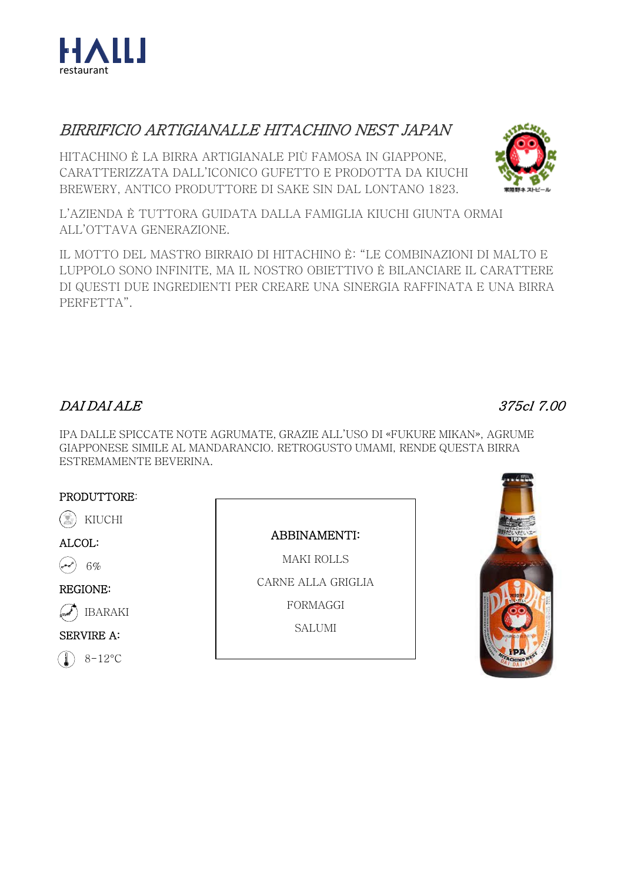HALLI
restaurant

## *BIRRIFICIO ARTIGIANALLE HITACHINO NEST JAPAN*

HITACHINO È LA BIRRA ARTIGIANALE PIÙ FAMOSA IN GIAPPONE, CARATTERIZZATA DALL'ICONICO GUFETTO E PRODOTTA DA KIUCHI BREWERY, ANTICO PRODUTTORE DI SAKE SIN DAL LONTANO 1823.

L'AZIENDA È TUTTORA GUIDATA DALLA FAMIGLIA KIUCHI GIUNTA ORMAI ALL'OTTAVA GENERAZIONE.

IL MOTTO DEL MASTRO BIRRAIO DI HITACHINO È: "LE COMBINAZIONI DI MALTO E LUPPOLO SONO INFINITE, MA IL NOSTRO OBIETTIVO È BILANCIARE IL CARATTERE DI QUESTI DUE INGREDIENTI PER CREARE UNA SINERGIA RAFFINATA E UNA BIRRA PERFETTA".

### *DAI DAI ALE* — *375cl 7.00*

IPA DALLE SPICCATE NOTE AGRUMATE, GRAZIE ALL'USO DI «FUKURE MIKAN», AGRUME GIAPPONESE SIMILE AL MANDARANCIO. RETROGUSTO UMAMI, RENDE QUESTA BIRRA ESTREMAMENTE BEVERINA.

PRODUTTORE:

KIUCHI

ALCOL:

6%

REGIONE:

IBARAKI

SERVIRE A:

8-12°C

ABBINAMENTI:

MAKI ROLLS

CARNE ALLA GRIGLIA

FORMAGGI

SALUMI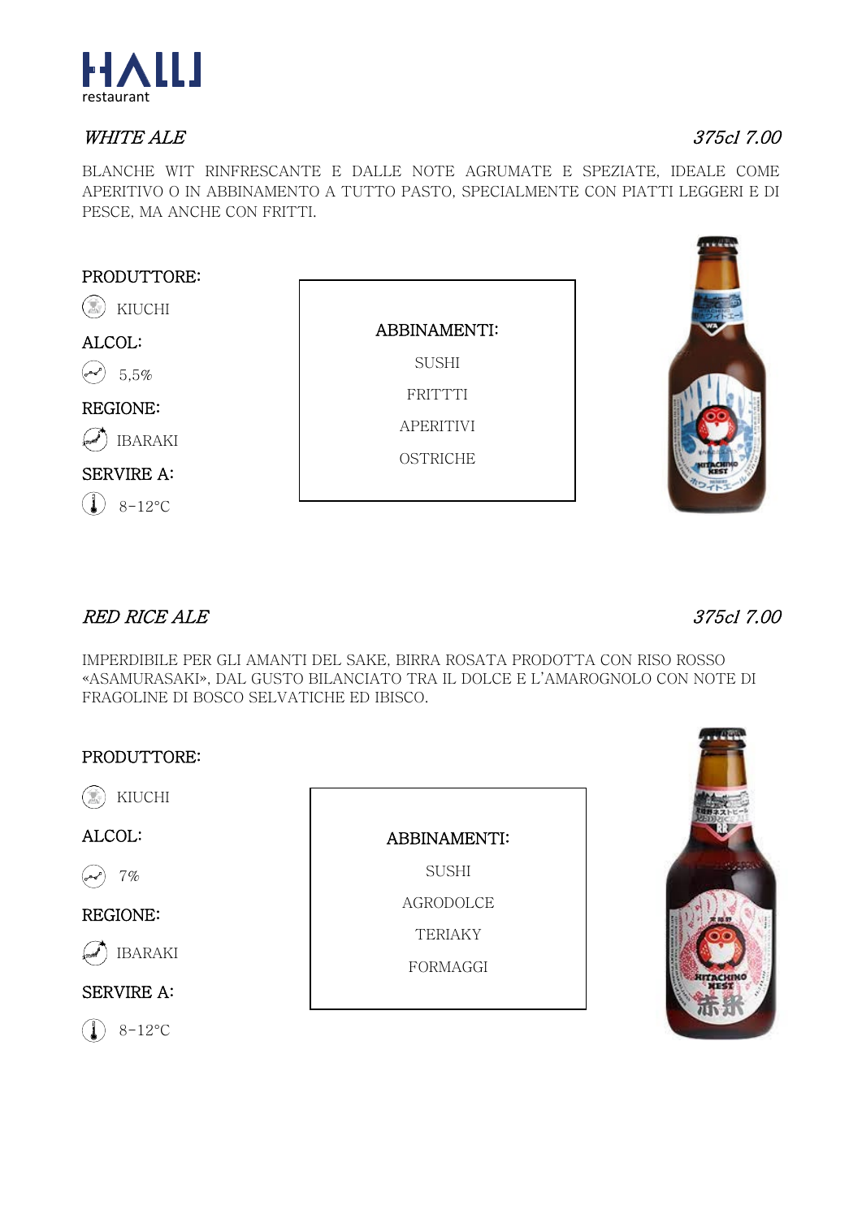HALLI restaurant

## *WHITE ALE* — *375cl 7.00*

BLANCHE WIT RINFRESCANTE E DALLE NOTE AGRUMATE E SPEZIATE, IDEALE COME APERITIVO O IN ABBINAMENTO A TUTTO PASTO, SPECIALMENTE CON PIATTI LEGGERI E DI PESCE, MA ANCHE CON FRITTI.

PRODUTTORE:

KIUCHI

ALCOL:

5,5%

REGIONE:

IBARAKI

SERVIRE A:

8-12°C

ABBINAMENTI:

SUSHI

FRITTTI

APERITIVI

OSTRICHE

## *RED RICE ALE* — *375cl 7.00*

IMPERDIBILE PER GLI AMANTI DEL SAKE, BIRRA ROSATA PRODOTTA CON RISO ROSSO «ASAMURASAKI», DAL GUSTO BILANCIATO TRA IL DOLCE E L'AMAROGNOLO CON NOTE DI FRAGOLINE DI BOSCO SELVATICHE ED IBISCO.

PRODUTTORE:

KIUCHI

ALCOL:

7%

REGIONE:

IBARAKI

SERVIRE A:

8-12°C

ABBINAMENTI:

SUSHI

AGRODOLCE

TERIAKY

FORMAGGI